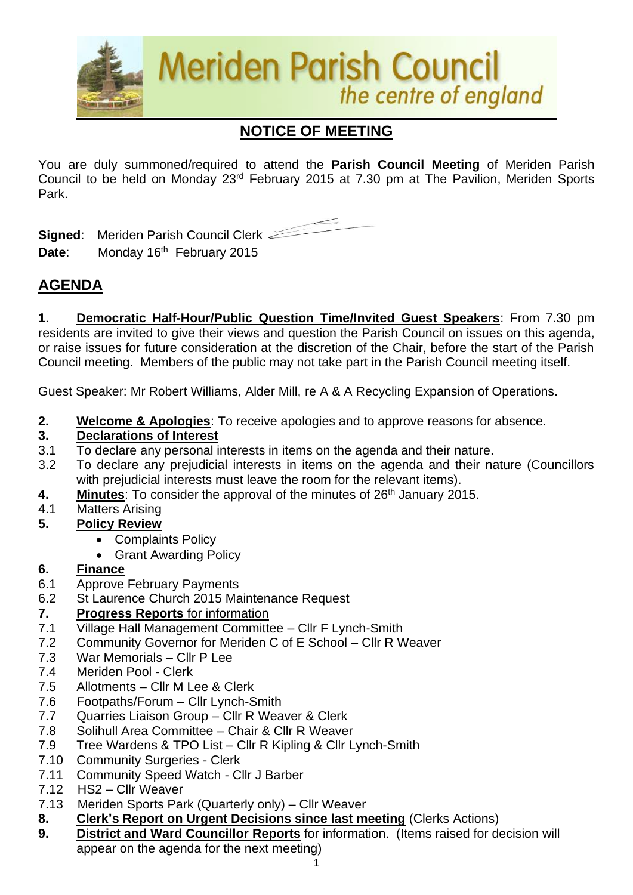# Meriden Parish Council
*the centre of england*

## NOTICE OF MEETING

You are duly summoned/required to attend the **Parish Council Meeting** of Meriden Parish Council to be held on Monday 23rd February 2015 at 7.30 pm at The Pavilion, Meriden Sports Park.

**Signed**: Meriden Parish Council Clerk

**Date**: Monday 16th February 2015

## AGENDA

**1**. **Democratic Half-Hour/Public Question Time/Invited Guest Speakers**: From 7.30 pm residents are invited to give their views and question the Parish Council on issues on this agenda, or raise issues for future consideration at the discretion of the Chair, before the start of the Parish Council meeting. Members of the public may not take part in the Parish Council meeting itself.

Guest Speaker: Mr Robert Williams, Alder Mill, re A & A Recycling Expansion of Operations.

**2.** **Welcome & Apologies**: To receive apologies and to approve reasons for absence.

**3.** **Declarations of Interest**

3.1 To declare any personal interests in items on the agenda and their nature.

3.2 To declare any prejudicial interests in items on the agenda and their nature (Councillors with prejudicial interests must leave the room for the relevant items).

**4.** **Minutes**: To consider the approval of the minutes of 26th January 2015.

4.1 Matters Arising

**5.** **Policy Review**

- Complaints Policy
- Grant Awarding Policy

**6.** **Finance**

6.1 Approve February Payments

6.2 St Laurence Church 2015 Maintenance Request

**7.** **Progress Reports** for information

7.1 Village Hall Management Committee – Cllr F Lynch-Smith

7.2 Community Governor for Meriden C of E School – Cllr R Weaver

7.3 War Memorials – Cllr P Lee

7.4 Meriden Pool - Clerk

7.5 Allotments – Cllr M Lee & Clerk

7.6 Footpaths/Forum – Cllr Lynch-Smith

7.7 Quarries Liaison Group – Cllr R Weaver & Clerk

7.8 Solihull Area Committee – Chair & Cllr R Weaver

7.9 Tree Wardens & TPO List – Cllr R Kipling & Cllr Lynch-Smith

7.10 Community Surgeries - Clerk

7.11 Community Speed Watch - Cllr J Barber

7.12 HS2 – Cllr Weaver

7.13 Meriden Sports Park (Quarterly only) – Cllr Weaver

**8.** **Clerk's Report on Urgent Decisions since last meeting** (Clerks Actions)

**9.** **District and Ward Councillor Reports** for information. (Items raised for decision will appear on the agenda for the next meeting)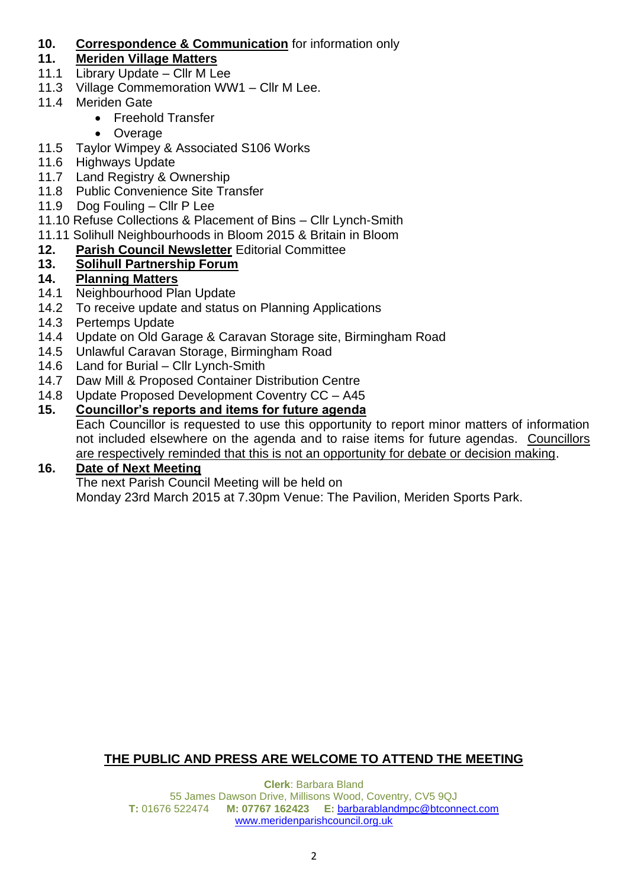**10. <u>Correspondence & Communication</u>** for information only

**11. <u>Meriden Village Matters</u>**

11.1 Library Update – Cllr M Lee

11.3 Village Commemoration WW1 – Cllr M Lee.

11.4 Meriden Gate

- Freehold Transfer
- Overage

11.5 Taylor Wimpey & Associated S106 Works

11.6 Highways Update

11.7 Land Registry & Ownership

11.8 Public Convenience Site Transfer

11.9 Dog Fouling – Cllr P Lee

11.10 Refuse Collections & Placement of Bins – Cllr Lynch-Smith

11.11 Solihull Neighbourhoods in Bloom 2015 & Britain in Bloom

**12. <u>Parish Council Newsletter</u>** Editorial Committee

**13. <u>Solihull Partnership Forum</u>**

**14. <u>Planning Matters</u>**

14.1 Neighbourhood Plan Update

14.2 To receive update and status on Planning Applications

14.3 Pertemps Update

14.4 Update on Old Garage & Caravan Storage site, Birmingham Road

14.5 Unlawful Caravan Storage, Birmingham Road

14.6 Land for Burial – Cllr Lynch-Smith

14.7 Daw Mill & Proposed Container Distribution Centre

14.8 Update Proposed Development Coventry CC – A45

**15. <u>Councillor's reports and items for future agenda</u>**

Each Councillor is requested to use this opportunity to report minor matters of information not included elsewhere on the agenda and to raise items for future agendas. <u>Councillors are respectively reminded that this is not an opportunity for debate or decision making</u>.

**16. <u>Date of Next Meeting</u>**

The next Parish Council Meeting will be held on
Monday 23rd March 2015 at 7.30pm Venue: The Pavilion, Meriden Sports Park.

**<u>THE PUBLIC AND PRESS ARE WELCOME TO ATTEND THE MEETING</u>**

**Clerk**: Barbara Bland
55 James Dawson Drive, Millisons Wood, Coventry, CV5 9QJ
**T:** 01676 522474 **M: 07767 162423** **E:** barbarablandmpc@btconnect.com
www.meridenparishcouncil.org.uk